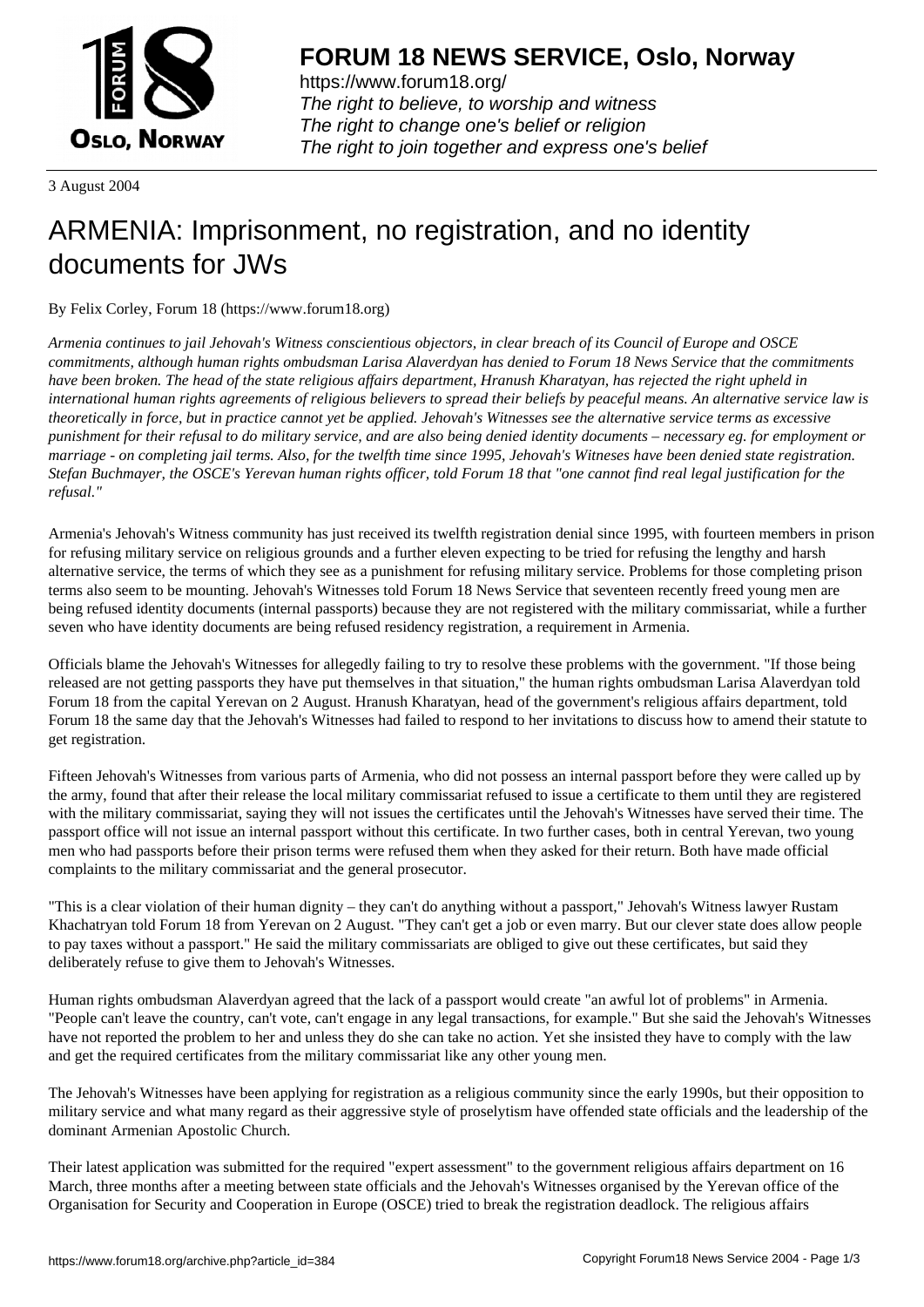**FORUM 18 NEWS SERVICE, Oslo, Norway**

https://www.forum18.org/
*The right to believe, to worship and witness*
*The right to change one's belief or religion*
*The right to join together and express one's belief*

3 August 2004

# ARMENIA: Imprisonment, no registration, and no identity documents for JWs

By Felix Corley, Forum 18 (https://www.forum18.org)

*Armenia continues to jail Jehovah's Witness conscientious objectors, in clear breach of its Council of Europe and OSCE commitments, although human rights ombudsman Larisa Alaverdyan has denied to Forum 18 News Service that the commitments have been broken. The head of the state religious affairs department, Hranush Kharatyan, has rejected the right upheld in international human rights agreements of religious believers to spread their beliefs by peaceful means. An alternative service law is theoretically in force, but in practice cannot yet be applied. Jehovah's Witnesses see the alternative service terms as excessive punishment for their refusal to do military service, and are also being denied identity documents – necessary eg. for employment or marriage - on completing jail terms. Also, for the twelfth time since 1995, Jehovah's Witneses have been denied state registration. Stefan Buchmayer, the OSCE's Yerevan human rights officer, told Forum 18 that "one cannot find real legal justification for the refusal."*

Armenia's Jehovah's Witness community has just received its twelfth registration denial since 1995, with fourteen members in prison for refusing military service on religious grounds and a further eleven expecting to be tried for refusing the lengthy and harsh alternative service, the terms of which they see as a punishment for refusing military service. Problems for those completing prison terms also seem to be mounting. Jehovah's Witnesses told Forum 18 News Service that seventeen recently freed young men are being refused identity documents (internal passports) because they are not registered with the military commissariat, while a further seven who have identity documents are being refused residency registration, a requirement in Armenia.

Officials blame the Jehovah's Witnesses for allegedly failing to try to resolve these problems with the government. "If those being released are not getting passports they have put themselves in that situation," the human rights ombudsman Larisa Alaverdyan told Forum 18 from the capital Yerevan on 2 August. Hranush Kharatyan, head of the government's religious affairs department, told Forum 18 the same day that the Jehovah's Witnesses had failed to respond to her invitations to discuss how to amend their statute to get registration.

Fifteen Jehovah's Witnesses from various parts of Armenia, who did not possess an internal passport before they were called up by the army, found that after their release the local military commissariat refused to issue a certificate to them until they are registered with the military commissariat, saying they will not issues the certificates until the Jehovah's Witnesses have served their time. The passport office will not issue an internal passport without this certificate. In two further cases, both in central Yerevan, two young men who had passports before their prison terms were refused them when they asked for their return. Both have made official complaints to the military commissariat and the general prosecutor.

"This is a clear violation of their human dignity – they can't do anything without a passport," Jehovah's Witness lawyer Rustam Khachatryan told Forum 18 from Yerevan on 2 August. "They can't get a job or even marry. But our clever state does allow people to pay taxes without a passport." He said the military commissariats are obliged to give out these certificates, but said they deliberately refuse to give them to Jehovah's Witnesses.

Human rights ombudsman Alaverdyan agreed that the lack of a passport would create "an awful lot of problems" in Armenia. "People can't leave the country, can't vote, can't engage in any legal transactions, for example." But she said the Jehovah's Witnesses have not reported the problem to her and unless they do she can take no action. Yet she insisted they have to comply with the law and get the required certificates from the military commissariat like any other young men.

The Jehovah's Witnesses have been applying for registration as a religious community since the early 1990s, but their opposition to military service and what many regard as their aggressive style of proselytism have offended state officials and the leadership of the dominant Armenian Apostolic Church.

Their latest application was submitted for the required "expert assessment" to the government religious affairs department on 16 March, three months after a meeting between state officials and the Jehovah's Witnesses organised by the Yerevan office of the Organisation for Security and Cooperation in Europe (OSCE) tried to break the registration deadlock. The religious affairs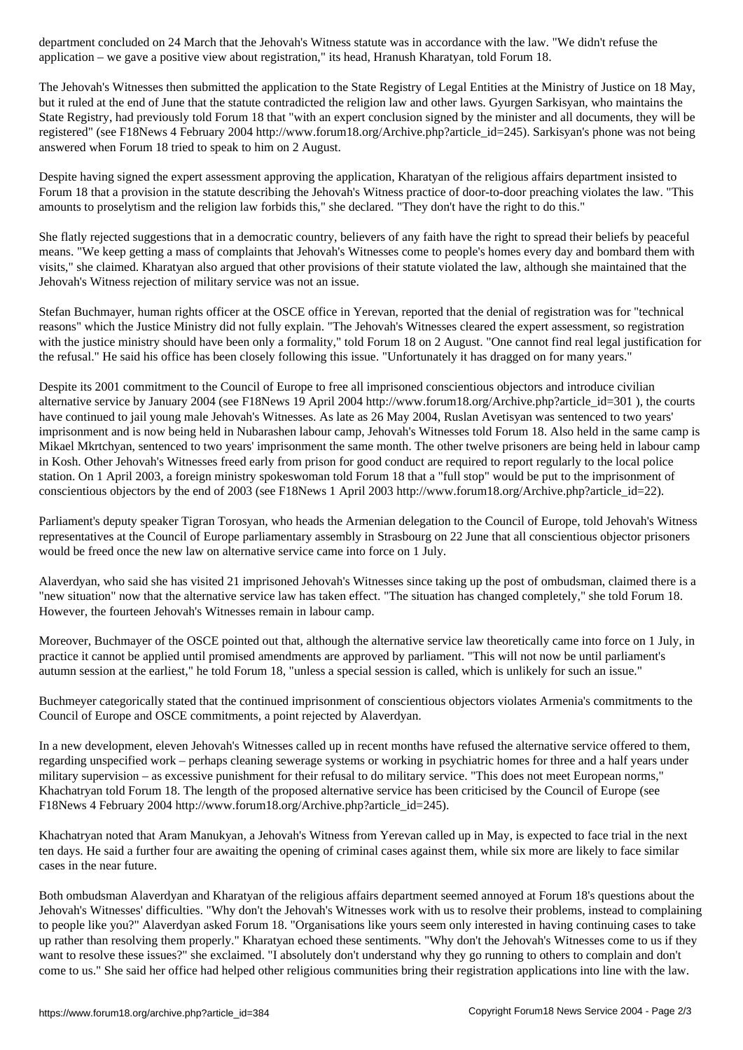department concluded on 24 March that the Jehovah's Witness statute was in accordance with the law. "We didn't refuse the application – we gave a positive view about registration," its head, Hranush Kharatyan, told Forum 18.

The Jehovah's Witnesses then submitted the application to the State Registry of Legal Entities at the Ministry of Justice on 18 May, but it ruled at the end of June that the statute contradicted the religion law and other laws. Gyurgen Sarkisyan, who maintains the State Registry, had previously told Forum 18 that "with an expert conclusion signed by the minister and all documents, they will be registered" (see F18News 4 February 2004 http://www.forum18.org/Archive.php?article_id=245). Sarkisyan's phone was not being answered when Forum 18 tried to speak to him on 2 August.

Despite having signed the expert assessment approving the application, Kharatyan of the religious affairs department insisted to Forum 18 that a provision in the statute describing the Jehovah's Witness practice of door-to-door preaching violates the law. "This amounts to proselytism and the religion law forbids this," she declared. "They don't have the right to do this."

She flatly rejected suggestions that in a democratic country, believers of any faith have the right to spread their beliefs by peaceful means. "We keep getting a mass of complaints that Jehovah's Witnesses come to people's homes every day and bombard them with visits," she claimed. Kharatyan also argued that other provisions of their statute violated the law, although she maintained that the Jehovah's Witness rejection of military service was not an issue.

Stefan Buchmayer, human rights officer at the OSCE office in Yerevan, reported that the denial of registration was for "technical reasons" which the Justice Ministry did not fully explain. "The Jehovah's Witnesses cleared the expert assessment, so registration with the justice ministry should have been only a formality," told Forum 18 on 2 August. "One cannot find real legal justification for the refusal." He said his office has been closely following this issue. "Unfortunately it has dragged on for many years."

Despite its 2001 commitment to the Council of Europe to free all imprisoned conscientious objectors and introduce civilian alternative service by January 2004 (see F18News 19 April 2004 http://www.forum18.org/Archive.php?article_id=301 ), the courts have continued to jail young male Jehovah's Witnesses. As late as 26 May 2004, Ruslan Avetisyan was sentenced to two years' imprisonment and is now being held in Nubarashen labour camp, Jehovah's Witnesses told Forum 18. Also held in the same camp is Mikael Mkrtchyan, sentenced to two years' imprisonment the same month. The other twelve prisoners are being held in labour camp in Kosh. Other Jehovah's Witnesses freed early from prison for good conduct are required to report regularly to the local police station. On 1 April 2003, a foreign ministry spokeswoman told Forum 18 that a "full stop" would be put to the imprisonment of conscientious objectors by the end of 2003 (see F18News 1 April 2003 http://www.forum18.org/Archive.php?article_id=22).

Parliament's deputy speaker Tigran Torosyan, who heads the Armenian delegation to the Council of Europe, told Jehovah's Witness representatives at the Council of Europe parliamentary assembly in Strasbourg on 22 June that all conscientious objector prisoners would be freed once the new law on alternative service came into force on 1 July.

Alaverdyan, who said she has visited 21 imprisoned Jehovah's Witnesses since taking up the post of ombudsman, claimed there is a "new situation" now that the alternative service law has taken effect. "The situation has changed completely," she told Forum 18. However, the fourteen Jehovah's Witnesses remain in labour camp.

Moreover, Buchmayer of the OSCE pointed out that, although the alternative service law theoretically came into force on 1 July, in practice it cannot be applied until promised amendments are approved by parliament. "This will not now be until parliament's autumn session at the earliest," he told Forum 18, "unless a special session is called, which is unlikely for such an issue."

Buchmeyer categorically stated that the continued imprisonment of conscientious objectors violates Armenia's commitments to the Council of Europe and OSCE commitments, a point rejected by Alaverdyan.

In a new development, eleven Jehovah's Witnesses called up in recent months have refused the alternative service offered to them, regarding unspecified work – perhaps cleaning sewerage systems or working in psychiatric homes for three and a half years under military supervision – as excessive punishment for their refusal to do military service. "This does not meet European norms," Khachatryan told Forum 18. The length of the proposed alternative service has been criticised by the Council of Europe (see F18News 4 February 2004 http://www.forum18.org/Archive.php?article_id=245).

Khachatryan noted that Aram Manukyan, a Jehovah's Witness from Yerevan called up in May, is expected to face trial in the next ten days. He said a further four are awaiting the opening of criminal cases against them, while six more are likely to face similar cases in the near future.

Both ombudsman Alaverdyan and Kharatyan of the religious affairs department seemed annoyed at Forum 18's questions about the Jehovah's Witnesses' difficulties. "Why don't the Jehovah's Witnesses work with us to resolve their problems, instead to complaining to people like you?" Alaverdyan asked Forum 18. "Organisations like yours seem only interested in having continuing cases to take up rather than resolving them properly." Kharatyan echoed these sentiments. "Why don't the Jehovah's Witnesses come to us if they want to resolve these issues?" she exclaimed. "I absolutely don't understand why they go running to others to complain and don't come to us." She said her office had helped other religious communities bring their registration applications into line with the law.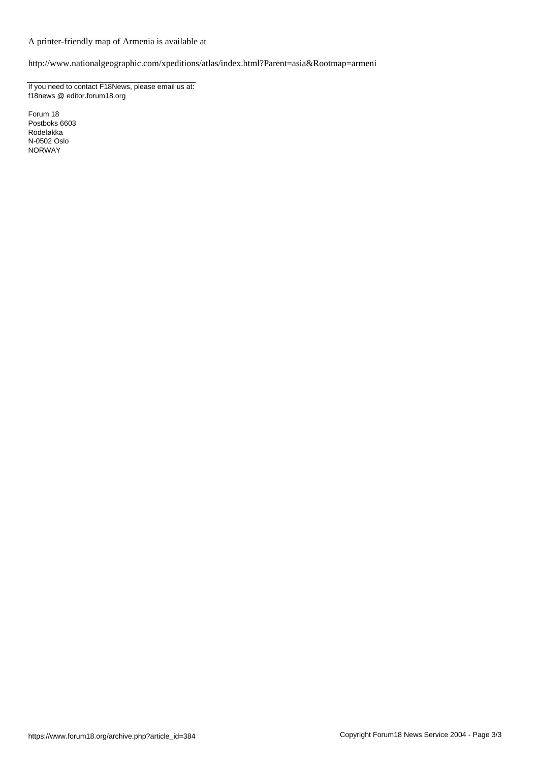A printer-friendly map of Armenia is available at

http://www.nationalgeographic.com/xpeditions/atlas/index.html?Parent=asia&Rootmap=armeni

---

If you need to contact F18News, please email us at:
f18news @ editor.forum18.org

Forum 18
Postboks 6603
Rodeløkka
N-0502 Oslo
NORWAY